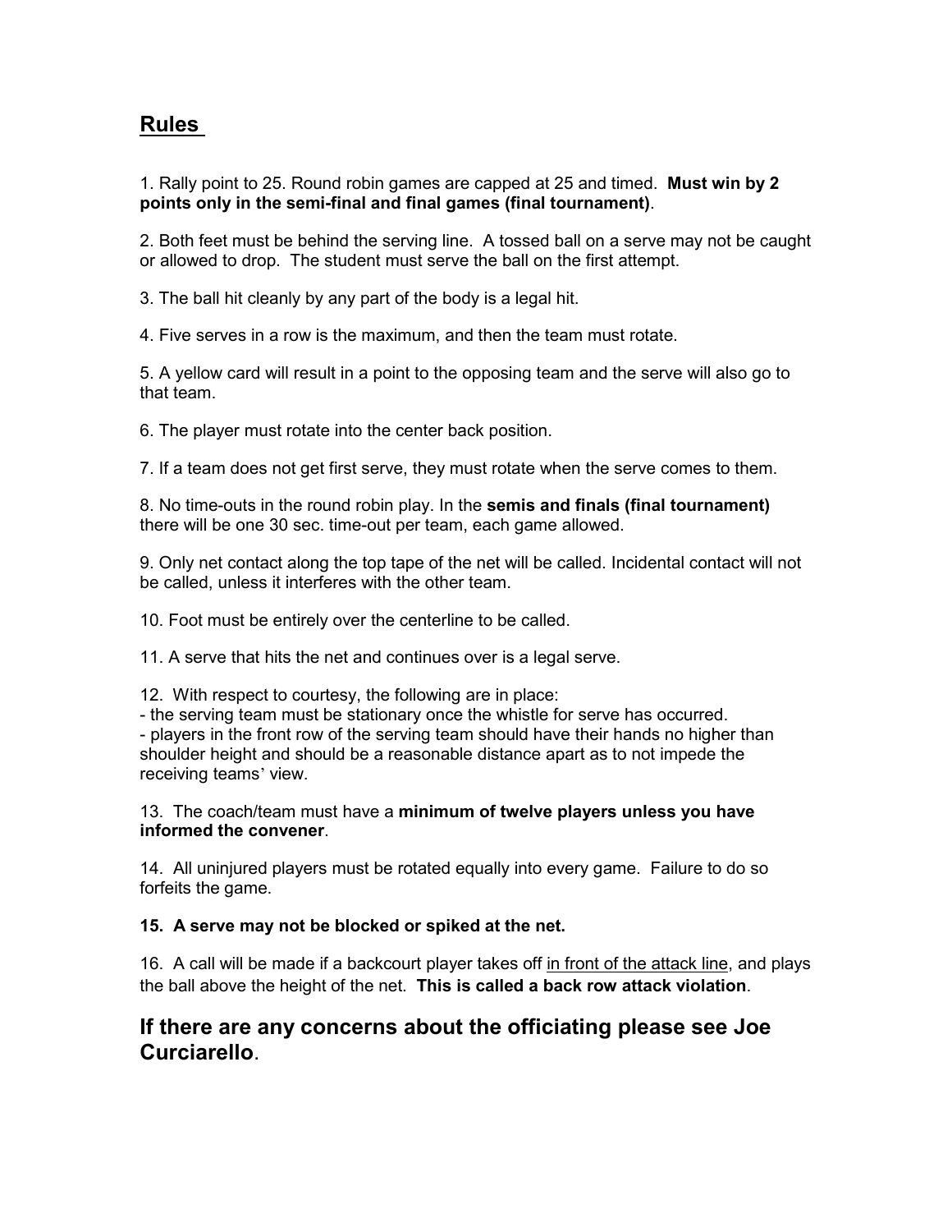## Rules

1. Rally point to 25. Round robin games are capped at 25 and timed. **Must win by 2 points only in the semi-final and final games (final tournament)**.

2. Both feet must be behind the serving line. A tossed ball on a serve may not be caught or allowed to drop. The student must serve the ball on the first attempt.

3. The ball hit cleanly by any part of the body is a legal hit.

4. Five serves in a row is the maximum, and then the team must rotate.

5. A yellow card will result in a point to the opposing team and the serve will also go to that team.

6. The player must rotate into the center back position.

7. If a team does not get first serve, they must rotate when the serve comes to them.

8. No time-outs in the round robin play. In the **semis and finals (final tournament)** there will be one 30 sec. time-out per team, each game allowed.

9. Only net contact along the top tape of the net will be called. Incidental contact will not be called, unless it interferes with the other team.

10. Foot must be entirely over the centerline to be called.

11. A serve that hits the net and continues over is a legal serve.

12. With respect to courtesy, the following are in place:
- the serving team must be stationary once the whistle for serve has occurred.
- players in the front row of the serving team should have their hands no higher than shoulder height and should be a reasonable distance apart as to not impede the receiving teams' view.

13. The coach/team must have a **minimum of twelve players unless you have informed the convener**.

14. All uninjured players must be rotated equally into every game. Failure to do so forfeits the game.

**15. A serve may not be blocked or spiked at the net.**

16. A call will be made if a backcourt player takes off <u>in front of the attack line</u>, and plays the ball above the height of the net. **This is called a back row attack violation**.

### If there are any concerns about the officiating please see Joe Curciarello.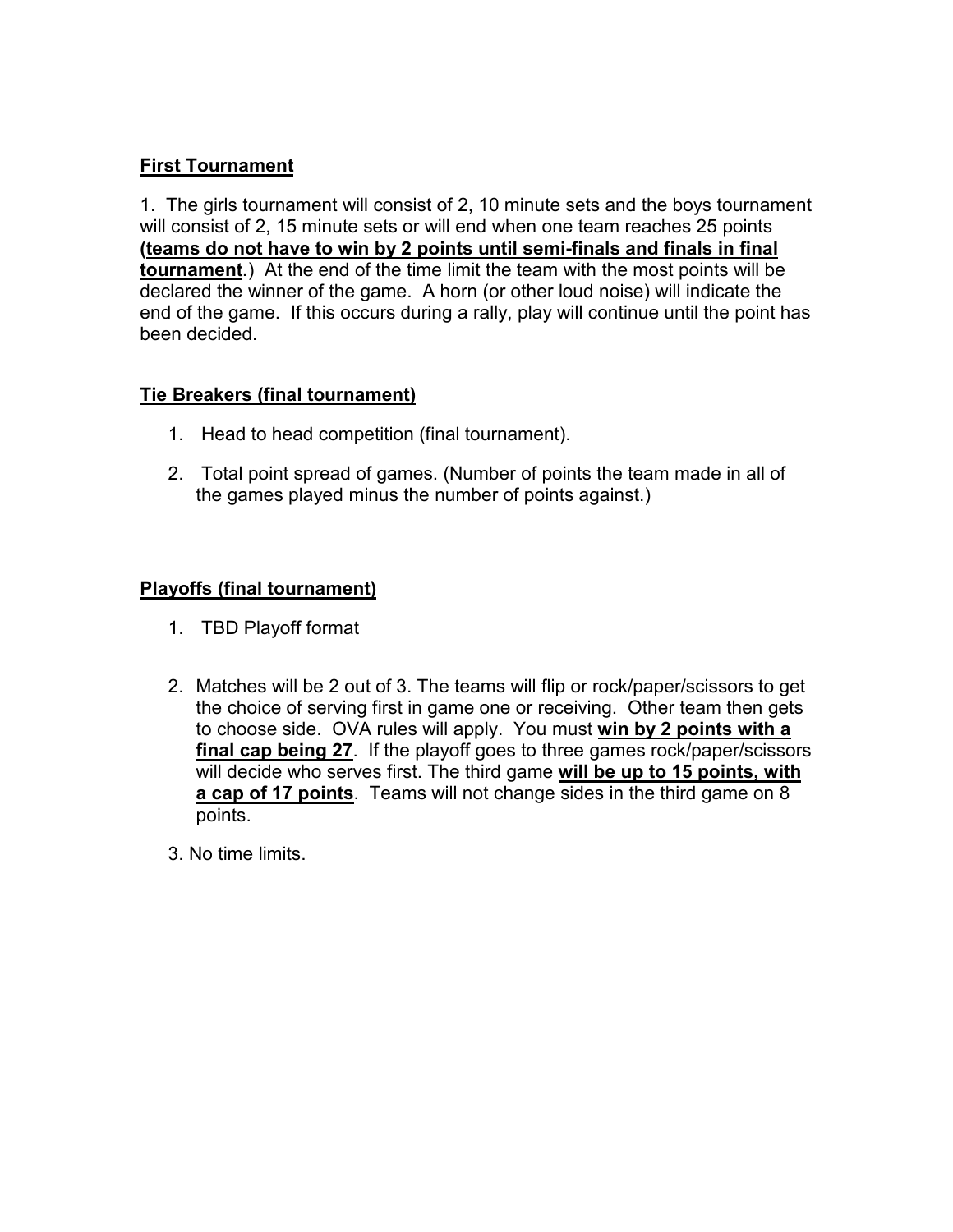**First Tournament**

1. The girls tournament will consist of 2, 10 minute sets and the boys tournament will consist of 2, 15 minute sets or will end when one team reaches 25 points **(teams do not have to win by 2 points until semi-finals and finals in final tournament.)** At the end of the time limit the team with the most points will be declared the winner of the game. A horn (or other loud noise) will indicate the end of the game. If this occurs during a rally, play will continue until the point has been decided.

**Tie Breakers (final tournament)**

1. Head to head competition (final tournament).
2. Total point spread of games. (Number of points the team made in all of the games played minus the number of points against.)

**Playoffs (final tournament)**

1. TBD Playoff format
2. Matches will be 2 out of 3. The teams will flip or rock/paper/scissors to get the choice of serving first in game one or receiving. Other team then gets to choose side. OVA rules will apply. You must **win by 2 points with a final cap being 27**. If the playoff goes to three games rock/paper/scissors will decide who serves first. The third game **will be up to 15 points, with a cap of 17 points**. Teams will not change sides in the third game on 8 points.
3. No time limits.